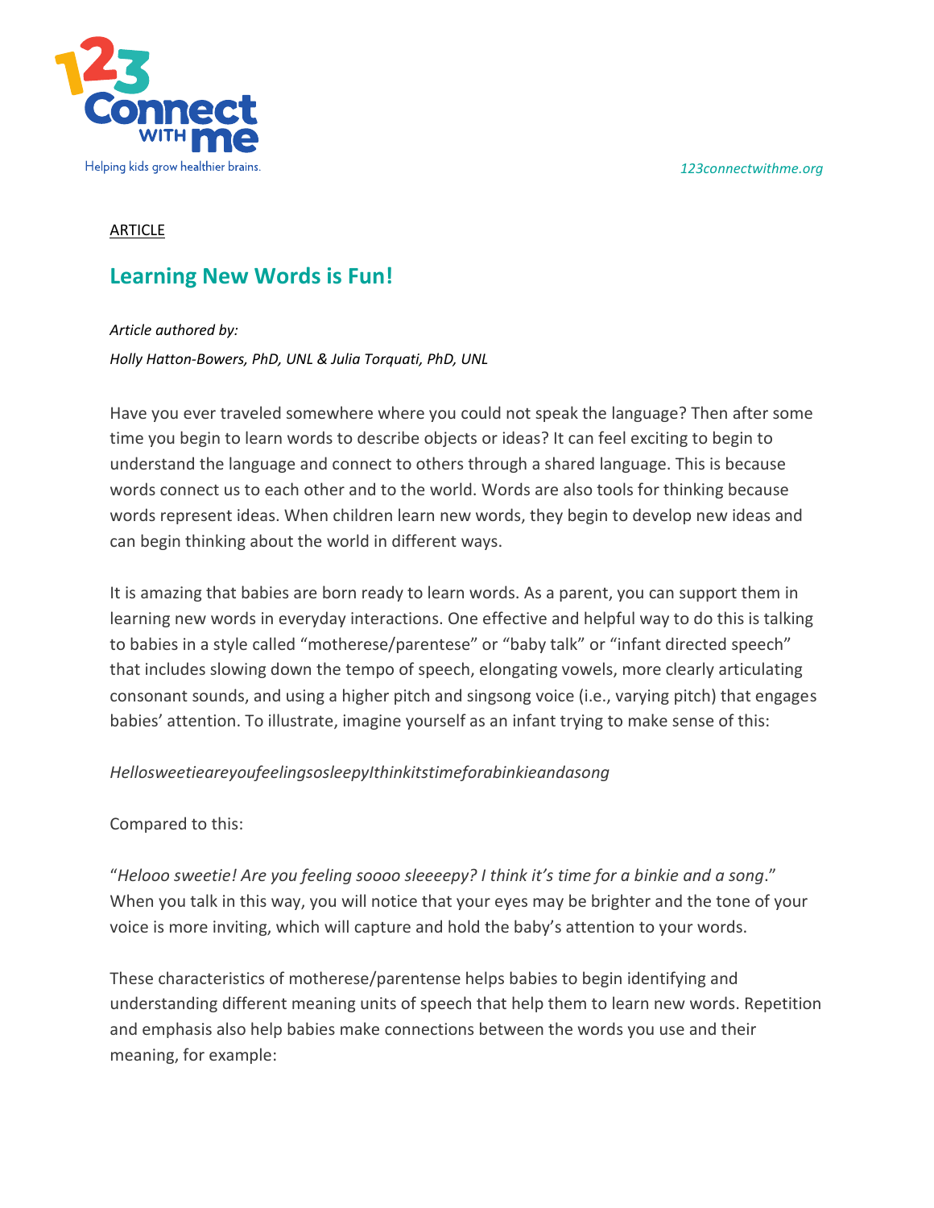123 Connect with me

Helping kids grow healthier brains.

*123connectwithme.org*

ARTICLE

# Learning New Words is Fun!

*Article authored by:*

*Holly Hatton-Bowers, PhD, UNL & Julia Torquati, PhD, UNL*

Have you ever traveled somewhere where you could not speak the language? Then after some time you begin to learn words to describe objects or ideas? It can feel exciting to begin to understand the language and connect to others through a shared language. This is because words connect us to each other and to the world. Words are also tools for thinking because words represent ideas. When children learn new words, they begin to develop new ideas and can begin thinking about the world in different ways.

It is amazing that babies are born ready to learn words. As a parent, you can support them in learning new words in everyday interactions. One effective and helpful way to do this is talking to babies in a style called "motherese/parentese" or "baby talk" or "infant directed speech" that includes slowing down the tempo of speech, elongating vowels, more clearly articulating consonant sounds, and using a higher pitch and singsong voice (i.e., varying pitch) that engages babies' attention. To illustrate, imagine yourself as an infant trying to make sense of this:

*HellosweetieareyoufeelingsosleepyIthinkitstimeforabinkieandasong*

Compared to this:

"*Helooo sweetie! Are you feeling soooo sleeeepy? I think it's time for a binkie and a song*." When you talk in this way, you will notice that your eyes may be brighter and the tone of your voice is more inviting, which will capture and hold the baby's attention to your words.

These characteristics of motherese/parentense helps babies to begin identifying and understanding different meaning units of speech that help them to learn new words. Repetition and emphasis also help babies make connections between the words you use and their meaning, for example: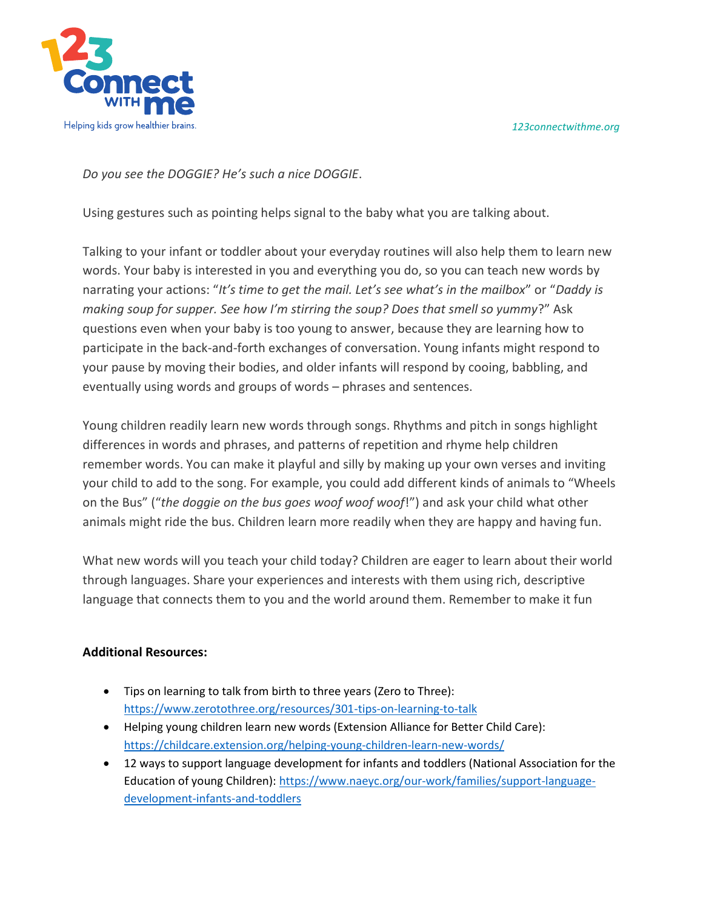*Do you see the DOGGIE? He's such a nice DOGGIE*.

Using gestures such as pointing helps signal to the baby what you are talking about.

Talking to your infant or toddler about your everyday routines will also help them to learn new words. Your baby is interested in you and everything you do, so you can teach new words by narrating your actions: "*It's time to get the mail. Let's see what's in the mailbox*" or "*Daddy is making soup for supper. See how I'm stirring the soup? Does that smell so yummy*?" Ask questions even when your baby is too young to answer, because they are learning how to participate in the back-and-forth exchanges of conversation. Young infants might respond to your pause by moving their bodies, and older infants will respond by cooing, babbling, and eventually using words and groups of words – phrases and sentences.

Young children readily learn new words through songs. Rhythms and pitch in songs highlight differences in words and phrases, and patterns of repetition and rhyme help children remember words. You can make it playful and silly by making up your own verses and inviting your child to add to the song. For example, you could add different kinds of animals to "Wheels on the Bus" ("*the doggie on the bus goes woof woof woof*!") and ask your child what other animals might ride the bus. Children learn more readily when they are happy and having fun.

What new words will you teach your child today? Children are eager to learn about their world through languages. Share your experiences and interests with them using rich, descriptive language that connects them to you and the world around them. Remember to make it fun

**Additional Resources:**

- Tips on learning to talk from birth to three years (Zero to Three): https://www.zerotothree.org/resources/301-tips-on-learning-to-talk
- Helping young children learn new words (Extension Alliance for Better Child Care): https://childcare.extension.org/helping-young-children-learn-new-words/
- 12 ways to support language development for infants and toddlers (National Association for the Education of young Children): https://www.naeyc.org/our-work/families/support-language-development-infants-and-toddlers